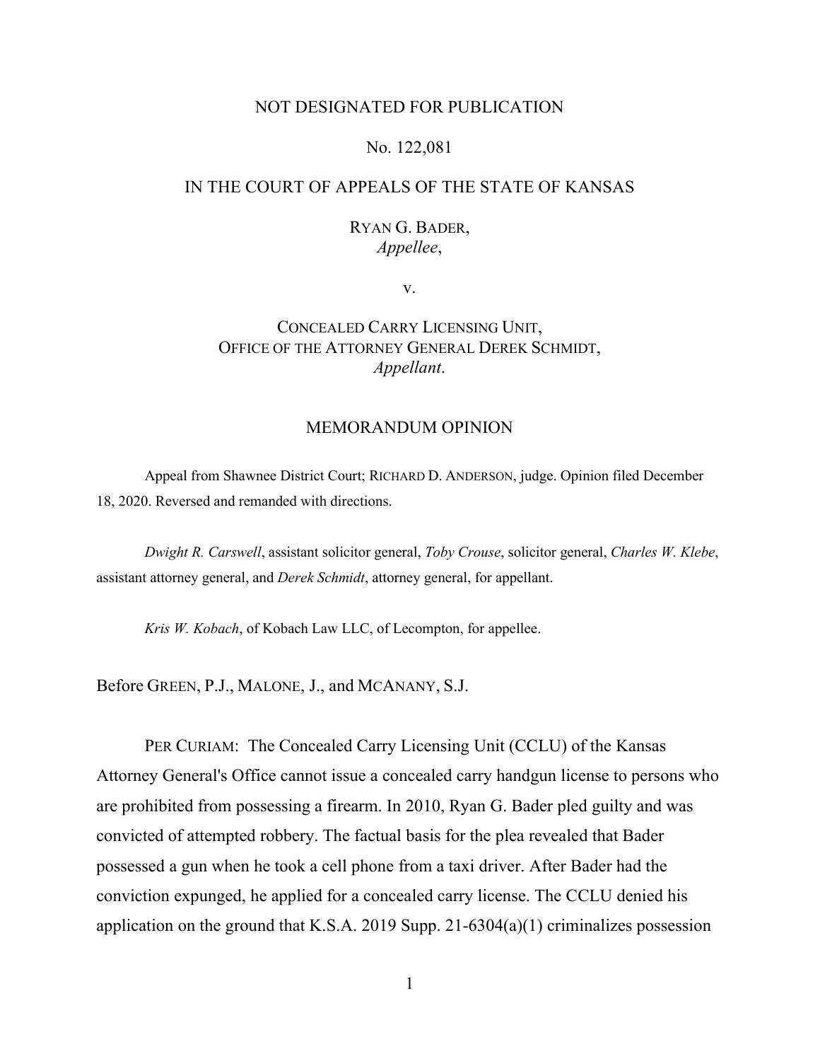NOT DESIGNATED FOR PUBLICATION

No. 122,081

IN THE COURT OF APPEALS OF THE STATE OF KANSAS

RYAN G. BADER,
*Appellee*,

v.

CONCEALED CARRY LICENSING UNIT,
OFFICE OF THE ATTORNEY GENERAL DEREK SCHMIDT,
*Appellant*.

MEMORANDUM OPINION

Appeal from Shawnee District Court; RICHARD D. ANDERSON, judge. Opinion filed December 18, 2020. Reversed and remanded with directions.

*Dwight R. Carswell*, assistant solicitor general, *Toby Crouse*, solicitor general, *Charles W. Klebe*, assistant attorney general, and *Derek Schmidt*, attorney general, for appellant.

*Kris W. Kobach*, of Kobach Law LLC, of Lecompton, for appellee.

Before GREEN, P.J., MALONE, J., and MCANANY, S.J.

PER CURIAM: The Concealed Carry Licensing Unit (CCLU) of the Kansas Attorney General's Office cannot issue a concealed carry handgun license to persons who are prohibited from possessing a firearm. In 2010, Ryan G. Bader pled guilty and was convicted of attempted robbery. The factual basis for the plea revealed that Bader possessed a gun when he took a cell phone from a taxi driver. After Bader had the conviction expunged, he applied for a concealed carry license. The CCLU denied his application on the ground that K.S.A. 2019 Supp. 21-6304(a)(1) criminalizes possession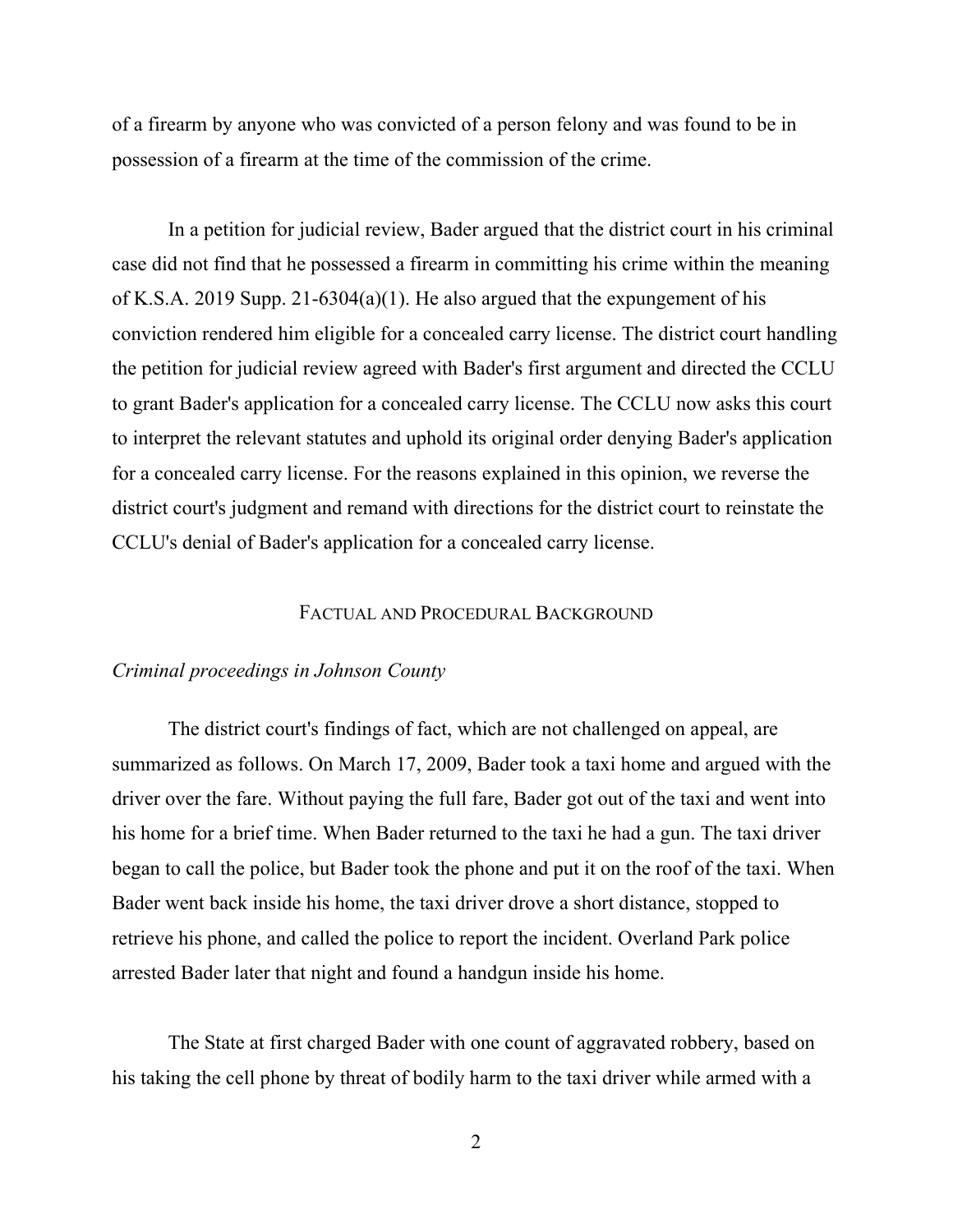of a firearm by anyone who was convicted of a person felony and was found to be in possession of a firearm at the time of the commission of the crime.

In a petition for judicial review, Bader argued that the district court in his criminal case did not find that he possessed a firearm in committing his crime within the meaning of K.S.A. 2019 Supp. 21-6304(a)(1). He also argued that the expungement of his conviction rendered him eligible for a concealed carry license. The district court handling the petition for judicial review agreed with Bader's first argument and directed the CCLU to grant Bader's application for a concealed carry license. The CCLU now asks this court to interpret the relevant statutes and uphold its original order denying Bader's application for a concealed carry license. For the reasons explained in this opinion, we reverse the district court's judgment and remand with directions for the district court to reinstate the CCLU's denial of Bader's application for a concealed carry license.

## FACTUAL AND PROCEDURAL BACKGROUND

*Criminal proceedings in Johnson County*

The district court's findings of fact, which are not challenged on appeal, are summarized as follows. On March 17, 2009, Bader took a taxi home and argued with the driver over the fare. Without paying the full fare, Bader got out of the taxi and went into his home for a brief time. When Bader returned to the taxi he had a gun. The taxi driver began to call the police, but Bader took the phone and put it on the roof of the taxi. When Bader went back inside his home, the taxi driver drove a short distance, stopped to retrieve his phone, and called the police to report the incident. Overland Park police arrested Bader later that night and found a handgun inside his home.

The State at first charged Bader with one count of aggravated robbery, based on his taking the cell phone by threat of bodily harm to the taxi driver while armed with a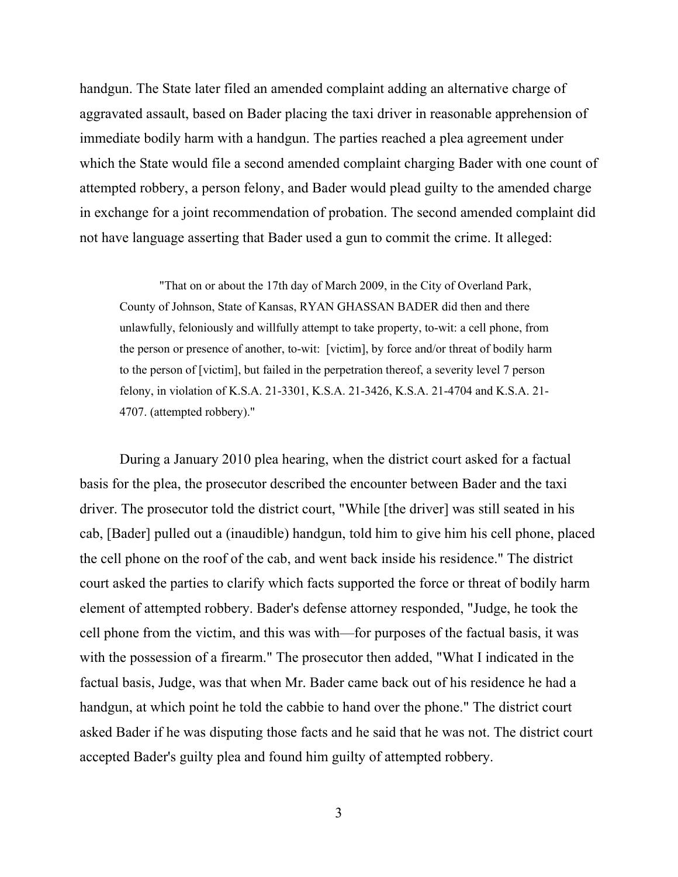handgun. The State later filed an amended complaint adding an alternative charge of aggravated assault, based on Bader placing the taxi driver in reasonable apprehension of immediate bodily harm with a handgun. The parties reached a plea agreement under which the State would file a second amended complaint charging Bader with one count of attempted robbery, a person felony, and Bader would plead guilty to the amended charge in exchange for a joint recommendation of probation. The second amended complaint did not have language asserting that Bader used a gun to commit the crime. It alleged:

> "That on or about the 17th day of March 2009, in the City of Overland Park, County of Johnson, State of Kansas, RYAN GHASSAN BADER did then and there unlawfully, feloniously and willfully attempt to take property, to-wit: a cell phone, from the person or presence of another, to-wit: [victim], by force and/or threat of bodily harm to the person of [victim], but failed in the perpetration thereof, a severity level 7 person felony, in violation of K.S.A. 21-3301, K.S.A. 21-3426, K.S.A. 21-4704 and K.S.A. 21-4707. (attempted robbery)."

During a January 2010 plea hearing, when the district court asked for a factual basis for the plea, the prosecutor described the encounter between Bader and the taxi driver. The prosecutor told the district court, "While [the driver] was still seated in his cab, [Bader] pulled out a (inaudible) handgun, told him to give him his cell phone, placed the cell phone on the roof of the cab, and went back inside his residence." The district court asked the parties to clarify which facts supported the force or threat of bodily harm element of attempted robbery. Bader's defense attorney responded, "Judge, he took the cell phone from the victim, and this was with—for purposes of the factual basis, it was with the possession of a firearm." The prosecutor then added, "What I indicated in the factual basis, Judge, was that when Mr. Bader came back out of his residence he had a handgun, at which point he told the cabbie to hand over the phone." The district court asked Bader if he was disputing those facts and he said that he was not. The district court accepted Bader's guilty plea and found him guilty of attempted robbery.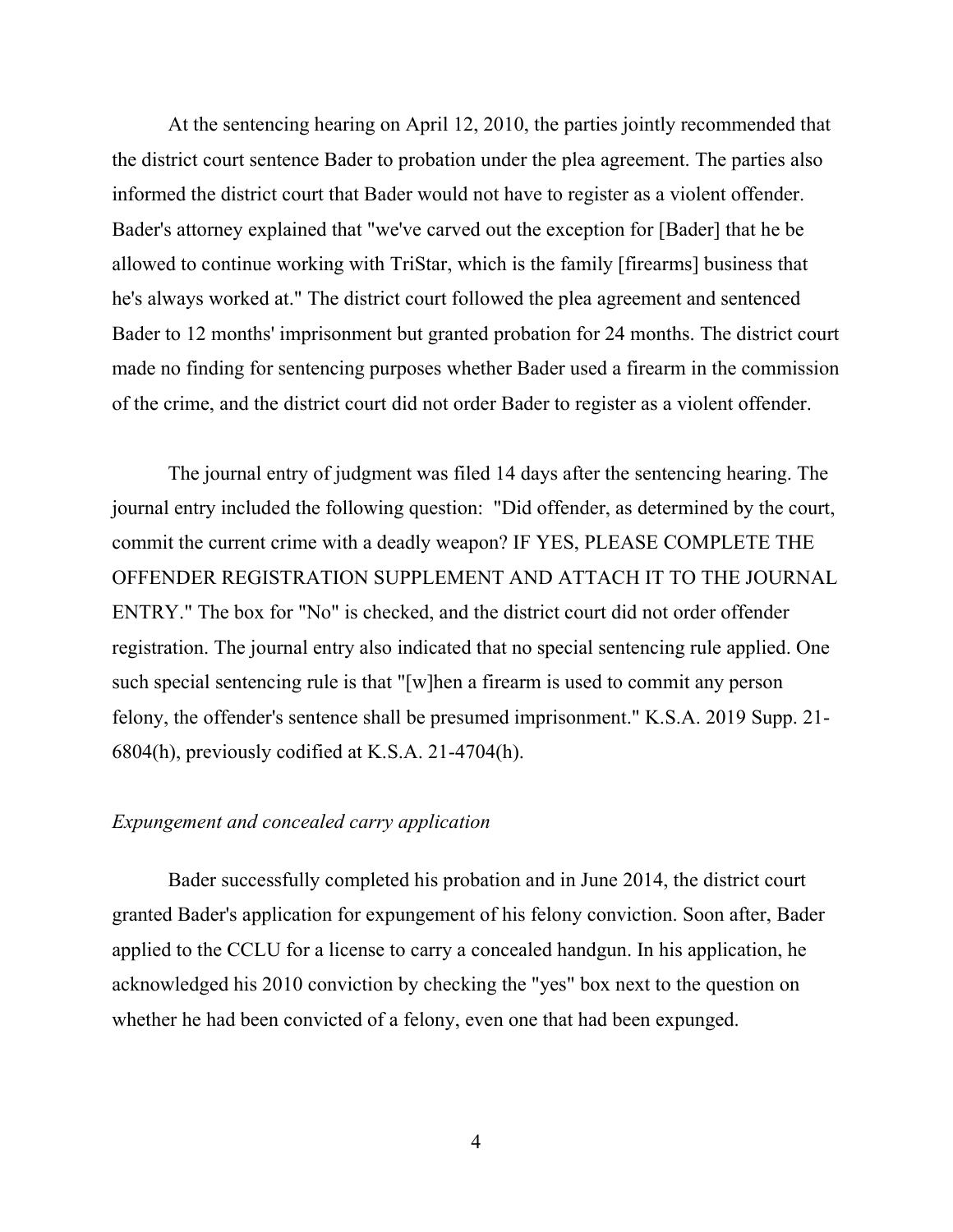At the sentencing hearing on April 12, 2010, the parties jointly recommended that the district court sentence Bader to probation under the plea agreement. The parties also informed the district court that Bader would not have to register as a violent offender. Bader's attorney explained that "we've carved out the exception for [Bader] that he be allowed to continue working with TriStar, which is the family [firearms] business that he's always worked at." The district court followed the plea agreement and sentenced Bader to 12 months' imprisonment but granted probation for 24 months. The district court made no finding for sentencing purposes whether Bader used a firearm in the commission of the crime, and the district court did not order Bader to register as a violent offender.

The journal entry of judgment was filed 14 days after the sentencing hearing. The journal entry included the following question: "Did offender, as determined by the court, commit the current crime with a deadly weapon? IF YES, PLEASE COMPLETE THE OFFENDER REGISTRATION SUPPLEMENT AND ATTACH IT TO THE JOURNAL ENTRY." The box for "No" is checked, and the district court did not order offender registration. The journal entry also indicated that no special sentencing rule applied. One such special sentencing rule is that "[w]hen a firearm is used to commit any person felony, the offender's sentence shall be presumed imprisonment." K.S.A. 2019 Supp. 21-6804(h), previously codified at K.S.A. 21-4704(h).

*Expungement and concealed carry application*

Bader successfully completed his probation and in June 2014, the district court granted Bader's application for expungement of his felony conviction. Soon after, Bader applied to the CCLU for a license to carry a concealed handgun. In his application, he acknowledged his 2010 conviction by checking the "yes" box next to the question on whether he had been convicted of a felony, even one that had been expunged.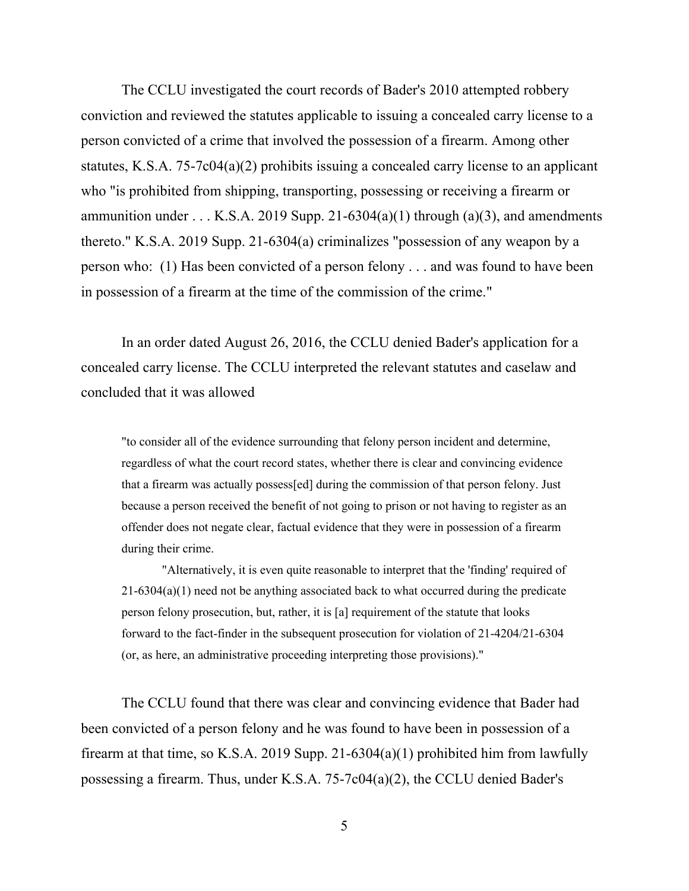The CCLU investigated the court records of Bader's 2010 attempted robbery conviction and reviewed the statutes applicable to issuing a concealed carry license to a person convicted of a crime that involved the possession of a firearm. Among other statutes, K.S.A. 75-7c04(a)(2) prohibits issuing a concealed carry license to an applicant who "is prohibited from shipping, transporting, possessing or receiving a firearm or ammunition under . . . K.S.A. 2019 Supp. 21-6304(a)(1) through (a)(3), and amendments thereto." K.S.A. 2019 Supp. 21-6304(a) criminalizes "possession of any weapon by a person who: (1) Has been convicted of a person felony . . . and was found to have been in possession of a firearm at the time of the commission of the crime."

In an order dated August 26, 2016, the CCLU denied Bader's application for a concealed carry license. The CCLU interpreted the relevant statutes and caselaw and concluded that it was allowed

> "to consider all of the evidence surrounding that felony person incident and determine, regardless of what the court record states, whether there is clear and convincing evidence that a firearm was actually possess[ed] during the commission of that person felony. Just because a person received the benefit of not going to prison or not having to register as an offender does not negate clear, factual evidence that they were in possession of a firearm during their crime.
>
> "Alternatively, it is even quite reasonable to interpret that the 'finding' required of 21-6304(a)(1) need not be anything associated back to what occurred during the predicate person felony prosecution, but, rather, it is [a] requirement of the statute that looks forward to the fact-finder in the subsequent prosecution for violation of 21-4204/21-6304 (or, as here, an administrative proceeding interpreting those provisions)."

The CCLU found that there was clear and convincing evidence that Bader had been convicted of a person felony and he was found to have been in possession of a firearm at that time, so K.S.A. 2019 Supp. 21-6304(a)(1) prohibited him from lawfully possessing a firearm. Thus, under K.S.A. 75-7c04(a)(2), the CCLU denied Bader's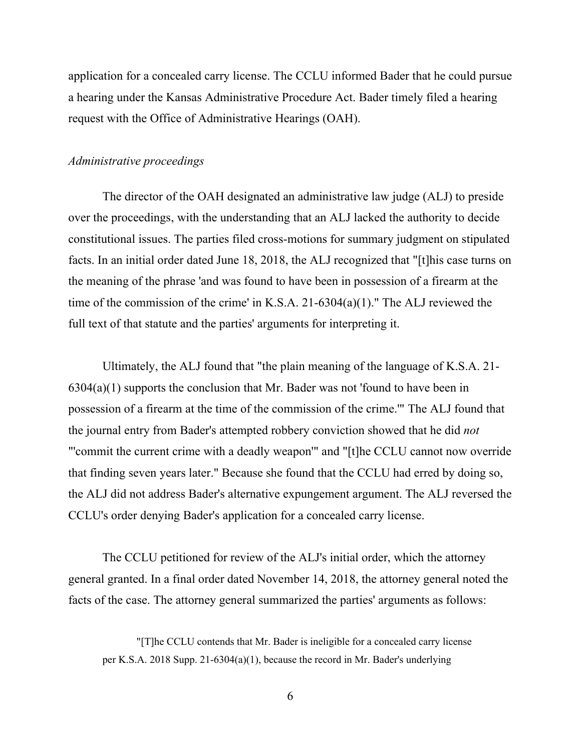application for a concealed carry license. The CCLU informed Bader that he could pursue a hearing under the Kansas Administrative Procedure Act. Bader timely filed a hearing request with the Office of Administrative Hearings (OAH).

*Administrative proceedings*

The director of the OAH designated an administrative law judge (ALJ) to preside over the proceedings, with the understanding that an ALJ lacked the authority to decide constitutional issues. The parties filed cross-motions for summary judgment on stipulated facts. In an initial order dated June 18, 2018, the ALJ recognized that "[t]his case turns on the meaning of the phrase 'and was found to have been in possession of a firearm at the time of the commission of the crime' in K.S.A. 21-6304(a)(1)." The ALJ reviewed the full text of that statute and the parties' arguments for interpreting it.

Ultimately, the ALJ found that "the plain meaning of the language of K.S.A. 21-6304(a)(1) supports the conclusion that Mr. Bader was not 'found to have been in possession of a firearm at the time of the commission of the crime.'" The ALJ found that the journal entry from Bader's attempted robbery conviction showed that he did *not* "'commit the current crime with a deadly weapon'" and "[t]he CCLU cannot now override that finding seven years later." Because she found that the CCLU had erred by doing so, the ALJ did not address Bader's alternative expungement argument. The ALJ reversed the CCLU's order denying Bader's application for a concealed carry license.

The CCLU petitioned for review of the ALJ's initial order, which the attorney general granted. In a final order dated November 14, 2018, the attorney general noted the facts of the case. The attorney general summarized the parties' arguments as follows:

> "[T]he CCLU contends that Mr. Bader is ineligible for a concealed carry license per K.S.A. 2018 Supp. 21-6304(a)(1), because the record in Mr. Bader's underlying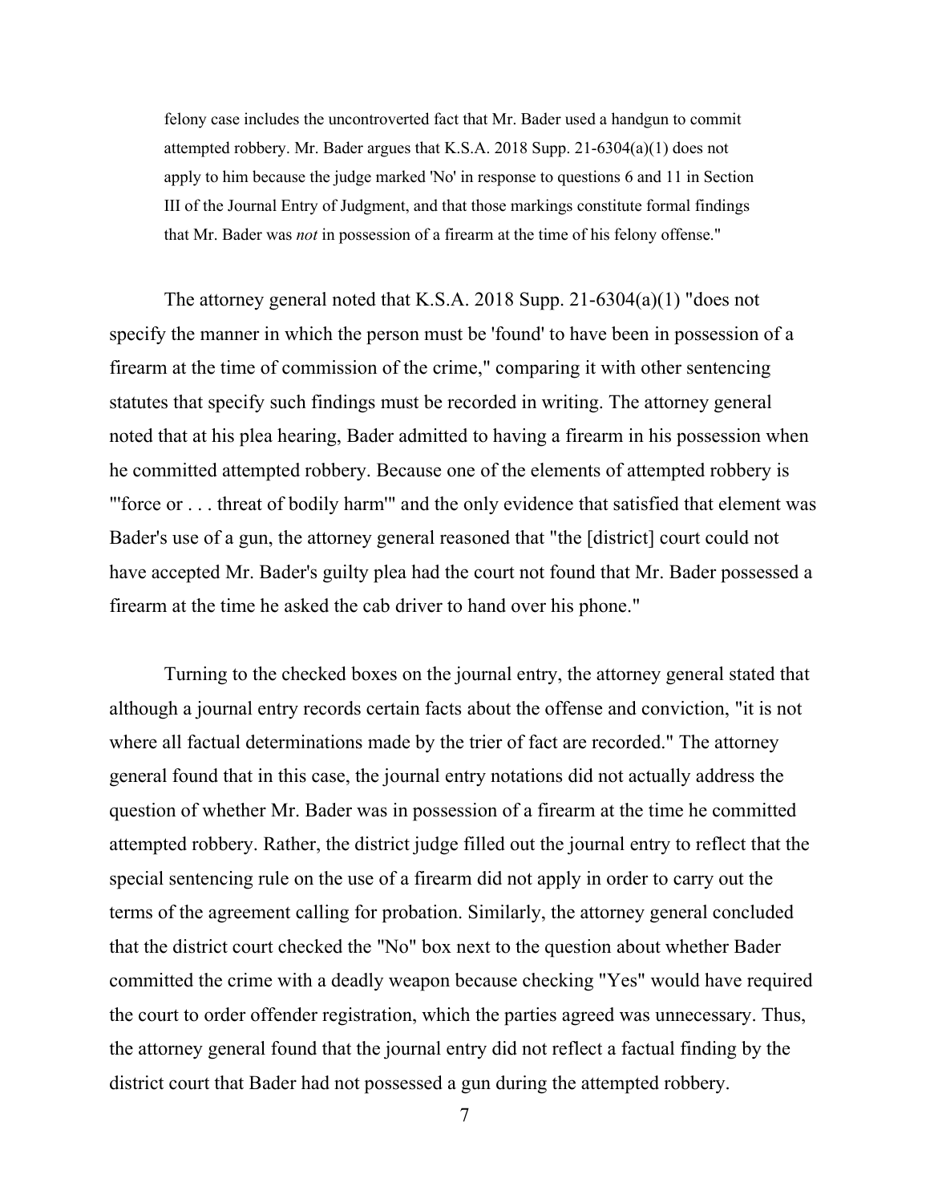> felony case includes the uncontroverted fact that Mr. Bader used a handgun to commit attempted robbery. Mr. Bader argues that K.S.A. 2018 Supp. 21-6304(a)(1) does not apply to him because the judge marked 'No' in response to questions 6 and 11 in Section III of the Journal Entry of Judgment, and that those markings constitute formal findings that Mr. Bader was *not* in possession of a firearm at the time of his felony offense."

The attorney general noted that K.S.A. 2018 Supp. 21-6304(a)(1) "does not specify the manner in which the person must be 'found' to have been in possession of a firearm at the time of commission of the crime," comparing it with other sentencing statutes that specify such findings must be recorded in writing. The attorney general noted that at his plea hearing, Bader admitted to having a firearm in his possession when he committed attempted robbery. Because one of the elements of attempted robbery is "'force or . . . threat of bodily harm'" and the only evidence that satisfied that element was Bader's use of a gun, the attorney general reasoned that "the [district] court could not have accepted Mr. Bader's guilty plea had the court not found that Mr. Bader possessed a firearm at the time he asked the cab driver to hand over his phone."

Turning to the checked boxes on the journal entry, the attorney general stated that although a journal entry records certain facts about the offense and conviction, "it is not where all factual determinations made by the trier of fact are recorded." The attorney general found that in this case, the journal entry notations did not actually address the question of whether Mr. Bader was in possession of a firearm at the time he committed attempted robbery. Rather, the district judge filled out the journal entry to reflect that the special sentencing rule on the use of a firearm did not apply in order to carry out the terms of the agreement calling for probation. Similarly, the attorney general concluded that the district court checked the "No" box next to the question about whether Bader committed the crime with a deadly weapon because checking "Yes" would have required the court to order offender registration, which the parties agreed was unnecessary. Thus, the attorney general found that the journal entry did not reflect a factual finding by the district court that Bader had not possessed a gun during the attempted robbery.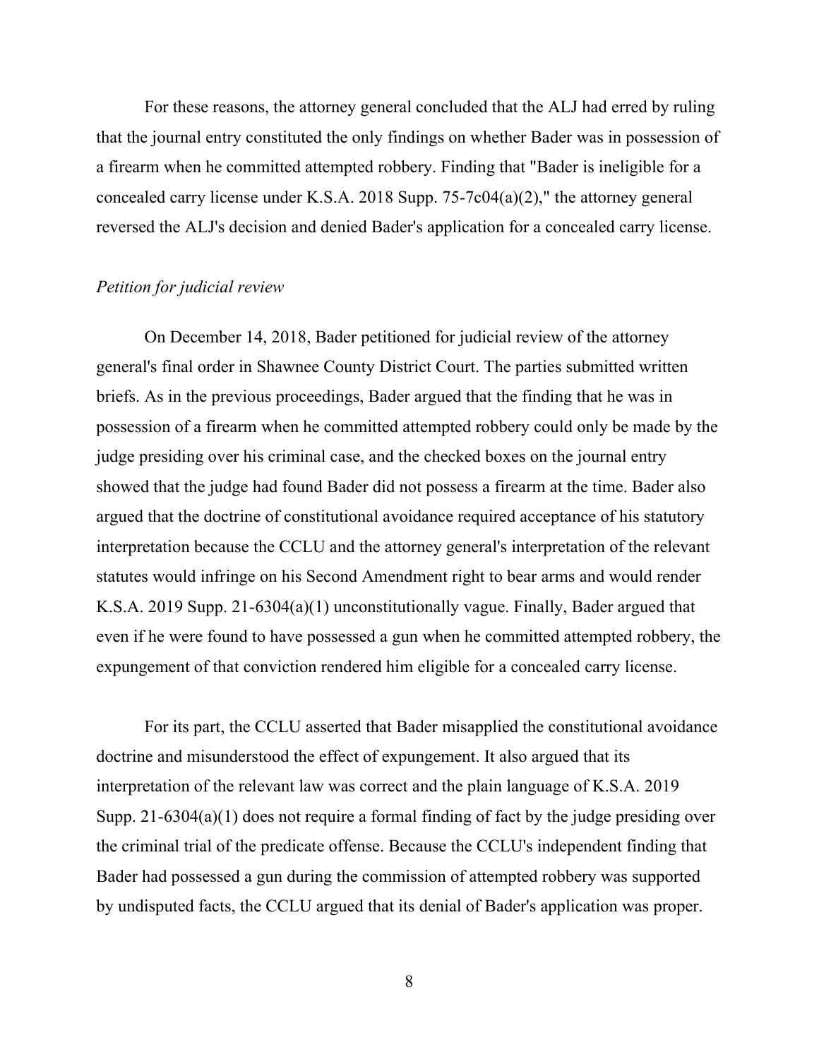For these reasons, the attorney general concluded that the ALJ had erred by ruling that the journal entry constituted the only findings on whether Bader was in possession of a firearm when he committed attempted robbery. Finding that "Bader is ineligible for a concealed carry license under K.S.A. 2018 Supp. 75-7c04(a)(2)," the attorney general reversed the ALJ's decision and denied Bader's application for a concealed carry license.

*Petition for judicial review*

On December 14, 2018, Bader petitioned for judicial review of the attorney general's final order in Shawnee County District Court. The parties submitted written briefs. As in the previous proceedings, Bader argued that the finding that he was in possession of a firearm when he committed attempted robbery could only be made by the judge presiding over his criminal case, and the checked boxes on the journal entry showed that the judge had found Bader did not possess a firearm at the time. Bader also argued that the doctrine of constitutional avoidance required acceptance of his statutory interpretation because the CCLU and the attorney general's interpretation of the relevant statutes would infringe on his Second Amendment right to bear arms and would render K.S.A. 2019 Supp. 21-6304(a)(1) unconstitutionally vague. Finally, Bader argued that even if he were found to have possessed a gun when he committed attempted robbery, the expungement of that conviction rendered him eligible for a concealed carry license.

For its part, the CCLU asserted that Bader misapplied the constitutional avoidance doctrine and misunderstood the effect of expungement. It also argued that its interpretation of the relevant law was correct and the plain language of K.S.A. 2019 Supp. 21-6304(a)(1) does not require a formal finding of fact by the judge presiding over the criminal trial of the predicate offense. Because the CCLU's independent finding that Bader had possessed a gun during the commission of attempted robbery was supported by undisputed facts, the CCLU argued that its denial of Bader's application was proper.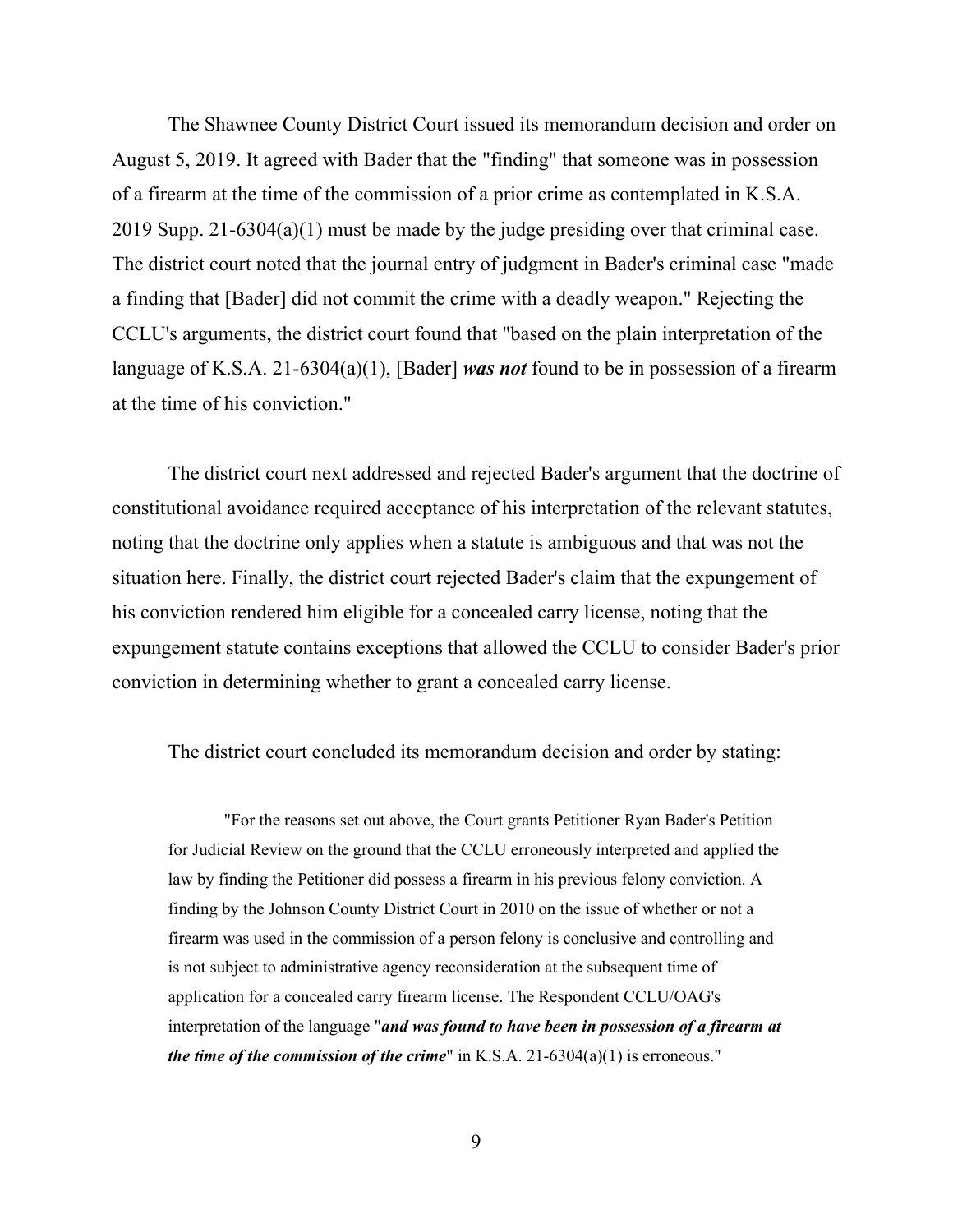The Shawnee County District Court issued its memorandum decision and order on August 5, 2019. It agreed with Bader that the "finding" that someone was in possession of a firearm at the time of the commission of a prior crime as contemplated in K.S.A. 2019 Supp. 21-6304(a)(1) must be made by the judge presiding over that criminal case. The district court noted that the journal entry of judgment in Bader's criminal case "made a finding that [Bader] did not commit the crime with a deadly weapon." Rejecting the CCLU's arguments, the district court found that "based on the plain interpretation of the language of K.S.A. 21-6304(a)(1), [Bader] ***was not*** found to be in possession of a firearm at the time of his conviction."

The district court next addressed and rejected Bader's argument that the doctrine of constitutional avoidance required acceptance of his interpretation of the relevant statutes, noting that the doctrine only applies when a statute is ambiguous and that was not the situation here. Finally, the district court rejected Bader's claim that the expungement of his conviction rendered him eligible for a concealed carry license, noting that the expungement statute contains exceptions that allowed the CCLU to consider Bader's prior conviction in determining whether to grant a concealed carry license.

The district court concluded its memorandum decision and order by stating:

> "For the reasons set out above, the Court grants Petitioner Ryan Bader's Petition for Judicial Review on the ground that the CCLU erroneously interpreted and applied the law by finding the Petitioner did possess a firearm in his previous felony conviction. A finding by the Johnson County District Court in 2010 on the issue of whether or not a firearm was used in the commission of a person felony is conclusive and controlling and is not subject to administrative agency reconsideration at the subsequent time of application for a concealed carry firearm license. The Respondent CCLU/OAG's interpretation of the language "***and was found to have been in possession of a firearm at the time of the commission of the crime***" in K.S.A. 21-6304(a)(1) is erroneous."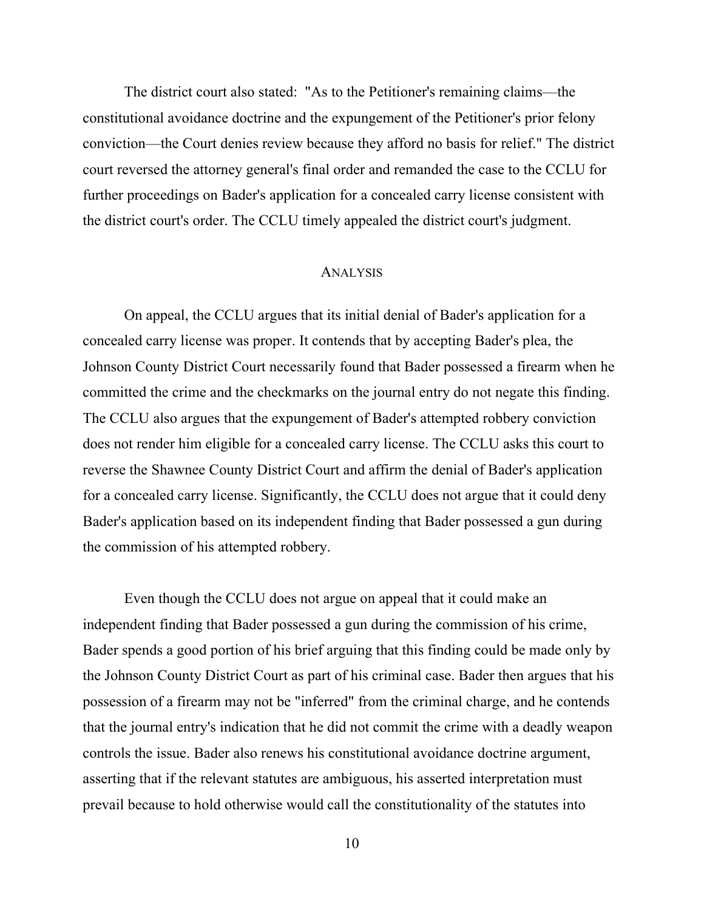The district court also stated: "As to the Petitioner's remaining claims—the constitutional avoidance doctrine and the expungement of the Petitioner's prior felony conviction—the Court denies review because they afford no basis for relief." The district court reversed the attorney general's final order and remanded the case to the CCLU for further proceedings on Bader's application for a concealed carry license consistent with the district court's order. The CCLU timely appealed the district court's judgment.

## ANALYSIS

On appeal, the CCLU argues that its initial denial of Bader's application for a concealed carry license was proper. It contends that by accepting Bader's plea, the Johnson County District Court necessarily found that Bader possessed a firearm when he committed the crime and the checkmarks on the journal entry do not negate this finding. The CCLU also argues that the expungement of Bader's attempted robbery conviction does not render him eligible for a concealed carry license. The CCLU asks this court to reverse the Shawnee County District Court and affirm the denial of Bader's application for a concealed carry license. Significantly, the CCLU does not argue that it could deny Bader's application based on its independent finding that Bader possessed a gun during the commission of his attempted robbery.

Even though the CCLU does not argue on appeal that it could make an independent finding that Bader possessed a gun during the commission of his crime, Bader spends a good portion of his brief arguing that this finding could be made only by the Johnson County District Court as part of his criminal case. Bader then argues that his possession of a firearm may not be "inferred" from the criminal charge, and he contends that the journal entry's indication that he did not commit the crime with a deadly weapon controls the issue. Bader also renews his constitutional avoidance doctrine argument, asserting that if the relevant statutes are ambiguous, his asserted interpretation must prevail because to hold otherwise would call the constitutionality of the statutes into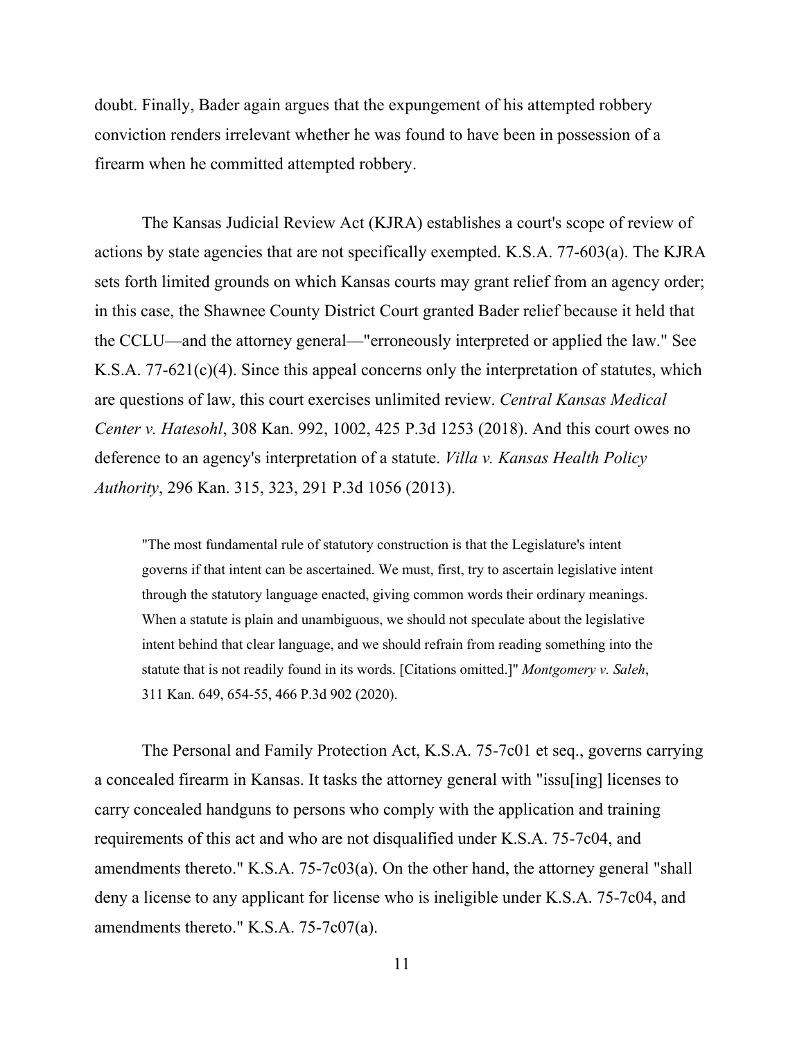doubt. Finally, Bader again argues that the expungement of his attempted robbery conviction renders irrelevant whether he was found to have been in possession of a firearm when he committed attempted robbery.

The Kansas Judicial Review Act (KJRA) establishes a court's scope of review of actions by state agencies that are not specifically exempted. K.S.A. 77-603(a). The KJRA sets forth limited grounds on which Kansas courts may grant relief from an agency order; in this case, the Shawnee County District Court granted Bader relief because it held that the CCLU—and the attorney general—"erroneously interpreted or applied the law." See K.S.A. 77-621(c)(4). Since this appeal concerns only the interpretation of statutes, which are questions of law, this court exercises unlimited review. *Central Kansas Medical Center v. Hatesohl*, 308 Kan. 992, 1002, 425 P.3d 1253 (2018). And this court owes no deference to an agency's interpretation of a statute. *Villa v. Kansas Health Policy Authority*, 296 Kan. 315, 323, 291 P.3d 1056 (2013).

> "The most fundamental rule of statutory construction is that the Legislature's intent governs if that intent can be ascertained. We must, first, try to ascertain legislative intent through the statutory language enacted, giving common words their ordinary meanings. When a statute is plain and unambiguous, we should not speculate about the legislative intent behind that clear language, and we should refrain from reading something into the statute that is not readily found in its words. [Citations omitted.]" *Montgomery v. Saleh*, 311 Kan. 649, 654-55, 466 P.3d 902 (2020).

The Personal and Family Protection Act, K.S.A. 75-7c01 et seq., governs carrying a concealed firearm in Kansas. It tasks the attorney general with "issu[ing] licenses to carry concealed handguns to persons who comply with the application and training requirements of this act and who are not disqualified under K.S.A. 75-7c04, and amendments thereto." K.S.A. 75-7c03(a). On the other hand, the attorney general "shall deny a license to any applicant for license who is ineligible under K.S.A. 75-7c04, and amendments thereto." K.S.A. 75-7c07(a).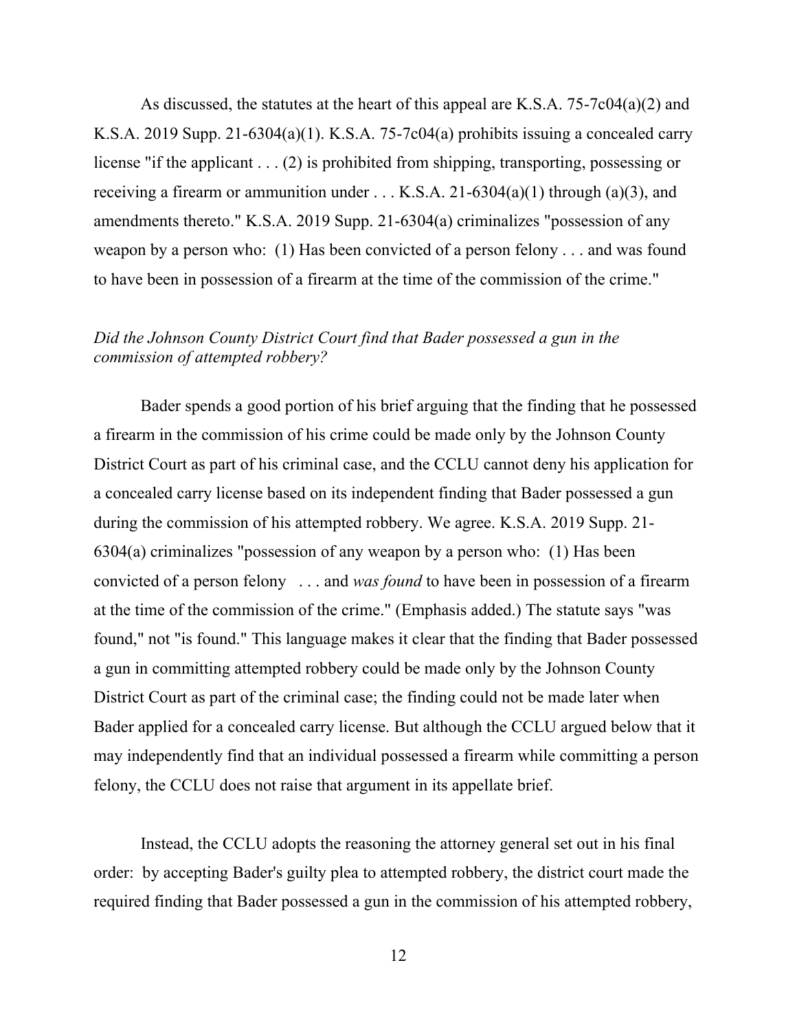As discussed, the statutes at the heart of this appeal are K.S.A. 75-7c04(a)(2) and K.S.A. 2019 Supp. 21-6304(a)(1). K.S.A. 75-7c04(a) prohibits issuing a concealed carry license "if the applicant . . . (2) is prohibited from shipping, transporting, possessing or receiving a firearm or ammunition under . . . K.S.A. 21-6304(a)(1) through (a)(3), and amendments thereto." K.S.A. 2019 Supp. 21-6304(a) criminalizes "possession of any weapon by a person who: (1) Has been convicted of a person felony . . . and was found to have been in possession of a firearm at the time of the commission of the crime."

*Did the Johnson County District Court find that Bader possessed a gun in the commission of attempted robbery?*

Bader spends a good portion of his brief arguing that the finding that he possessed a firearm in the commission of his crime could be made only by the Johnson County District Court as part of his criminal case, and the CCLU cannot deny his application for a concealed carry license based on its independent finding that Bader possessed a gun during the commission of his attempted robbery. We agree. K.S.A. 2019 Supp. 21-6304(a) criminalizes "possession of any weapon by a person who: (1) Has been convicted of a person felony . . . and *was found* to have been in possession of a firearm at the time of the commission of the crime." (Emphasis added.) The statute says "was found," not "is found." This language makes it clear that the finding that Bader possessed a gun in committing attempted robbery could be made only by the Johnson County District Court as part of the criminal case; the finding could not be made later when Bader applied for a concealed carry license. But although the CCLU argued below that it may independently find that an individual possessed a firearm while committing a person felony, the CCLU does not raise that argument in its appellate brief.

Instead, the CCLU adopts the reasoning the attorney general set out in his final order: by accepting Bader's guilty plea to attempted robbery, the district court made the required finding that Bader possessed a gun in the commission of his attempted robbery,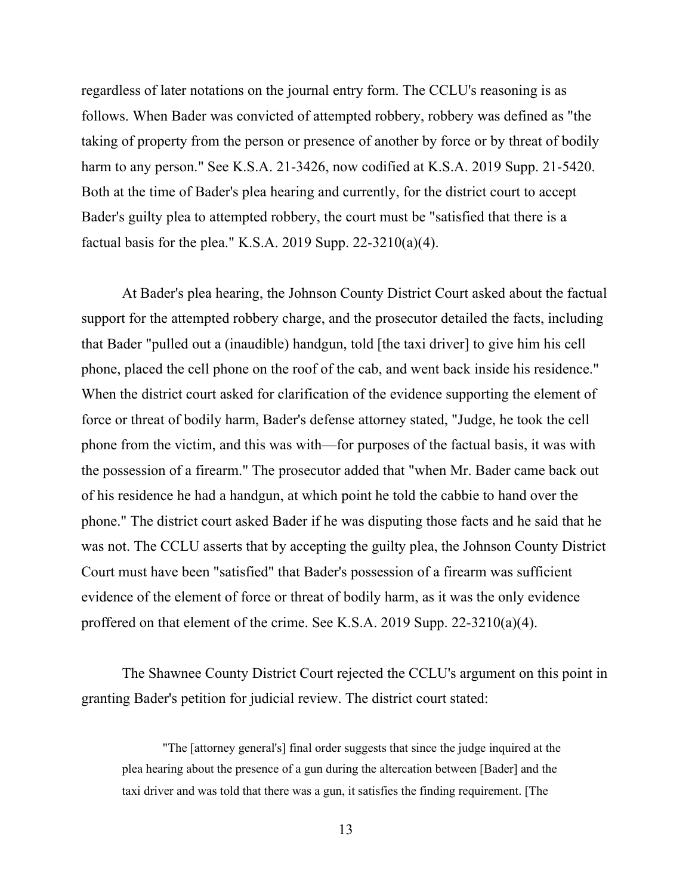regardless of later notations on the journal entry form. The CCLU's reasoning is as follows. When Bader was convicted of attempted robbery, robbery was defined as "the taking of property from the person or presence of another by force or by threat of bodily harm to any person." See K.S.A. 21-3426, now codified at K.S.A. 2019 Supp. 21-5420. Both at the time of Bader's plea hearing and currently, for the district court to accept Bader's guilty plea to attempted robbery, the court must be "satisfied that there is a factual basis for the plea." K.S.A. 2019 Supp. 22-3210(a)(4).

At Bader's plea hearing, the Johnson County District Court asked about the factual support for the attempted robbery charge, and the prosecutor detailed the facts, including that Bader "pulled out a (inaudible) handgun, told [the taxi driver] to give him his cell phone, placed the cell phone on the roof of the cab, and went back inside his residence." When the district court asked for clarification of the evidence supporting the element of force or threat of bodily harm, Bader's defense attorney stated, "Judge, he took the cell phone from the victim, and this was with—for purposes of the factual basis, it was with the possession of a firearm." The prosecutor added that "when Mr. Bader came back out of his residence he had a handgun, at which point he told the cabbie to hand over the phone." The district court asked Bader if he was disputing those facts and he said that he was not. The CCLU asserts that by accepting the guilty plea, the Johnson County District Court must have been "satisfied" that Bader's possession of a firearm was sufficient evidence of the element of force or threat of bodily harm, as it was the only evidence proffered on that element of the crime. See K.S.A. 2019 Supp. 22-3210(a)(4).

The Shawnee County District Court rejected the CCLU's argument on this point in granting Bader's petition for judicial review. The district court stated:

> "The [attorney general's] final order suggests that since the judge inquired at the plea hearing about the presence of a gun during the altercation between [Bader] and the taxi driver and was told that there was a gun, it satisfies the finding requirement. [The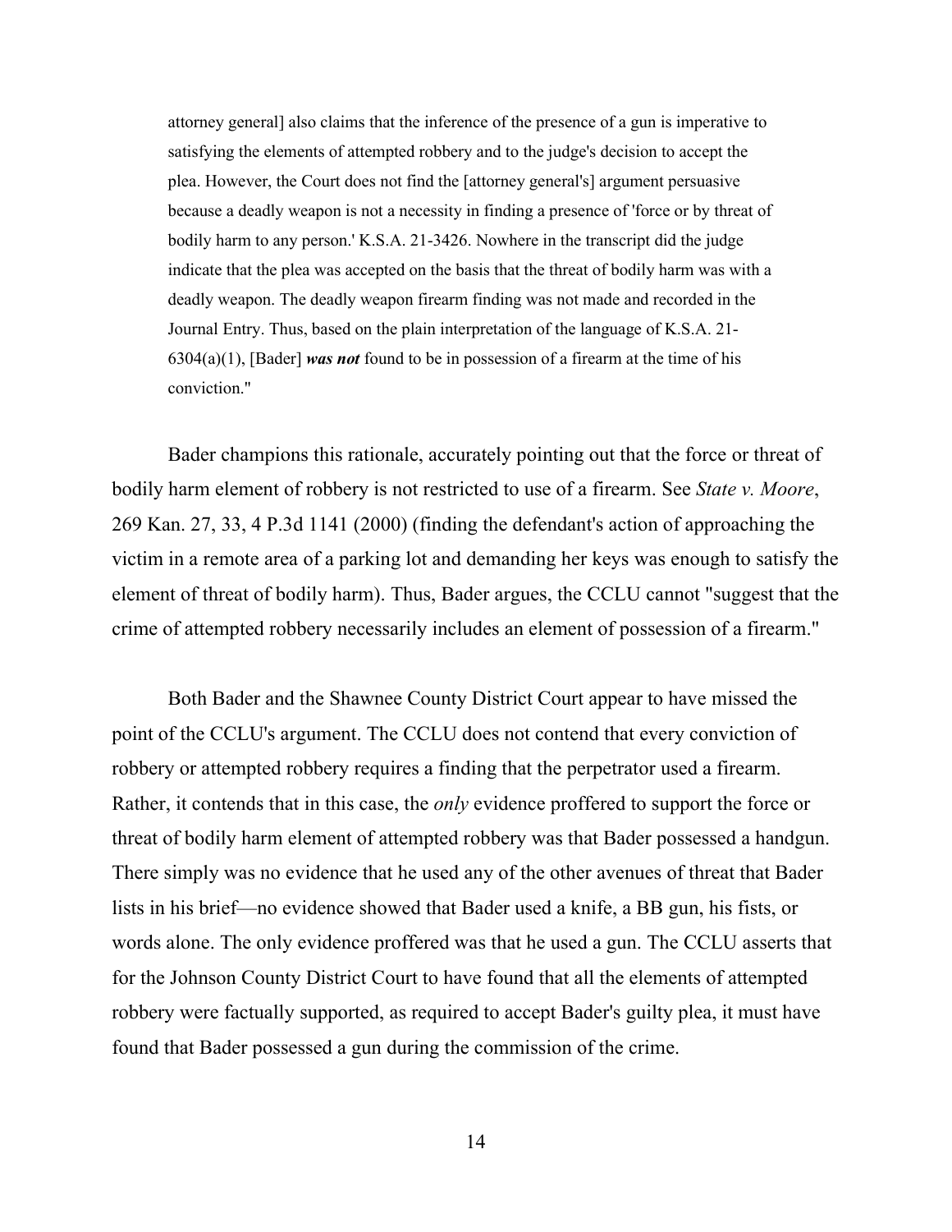> attorney general] also claims that the inference of the presence of a gun is imperative to satisfying the elements of attempted robbery and to the judge's decision to accept the plea. However, the Court does not find the [attorney general's] argument persuasive because a deadly weapon is not a necessity in finding a presence of 'force or by threat of bodily harm to any person.' K.S.A. 21-3426. Nowhere in the transcript did the judge indicate that the plea was accepted on the basis that the threat of bodily harm was with a deadly weapon. The deadly weapon firearm finding was not made and recorded in the Journal Entry. Thus, based on the plain interpretation of the language of K.S.A. 21-6304(a)(1), [Bader] ***was not*** found to be in possession of a firearm at the time of his conviction."

Bader champions this rationale, accurately pointing out that the force or threat of bodily harm element of robbery is not restricted to use of a firearm. See *State v. Moore*, 269 Kan. 27, 33, 4 P.3d 1141 (2000) (finding the defendant's action of approaching the victim in a remote area of a parking lot and demanding her keys was enough to satisfy the element of threat of bodily harm). Thus, Bader argues, the CCLU cannot "suggest that the crime of attempted robbery necessarily includes an element of possession of a firearm."

Both Bader and the Shawnee County District Court appear to have missed the point of the CCLU's argument. The CCLU does not contend that every conviction of robbery or attempted robbery requires a finding that the perpetrator used a firearm. Rather, it contends that in this case, the *only* evidence proffered to support the force or threat of bodily harm element of attempted robbery was that Bader possessed a handgun. There simply was no evidence that he used any of the other avenues of threat that Bader lists in his brief—no evidence showed that Bader used a knife, a BB gun, his fists, or words alone. The only evidence proffered was that he used a gun. The CCLU asserts that for the Johnson County District Court to have found that all the elements of attempted robbery were factually supported, as required to accept Bader's guilty plea, it must have found that Bader possessed a gun during the commission of the crime.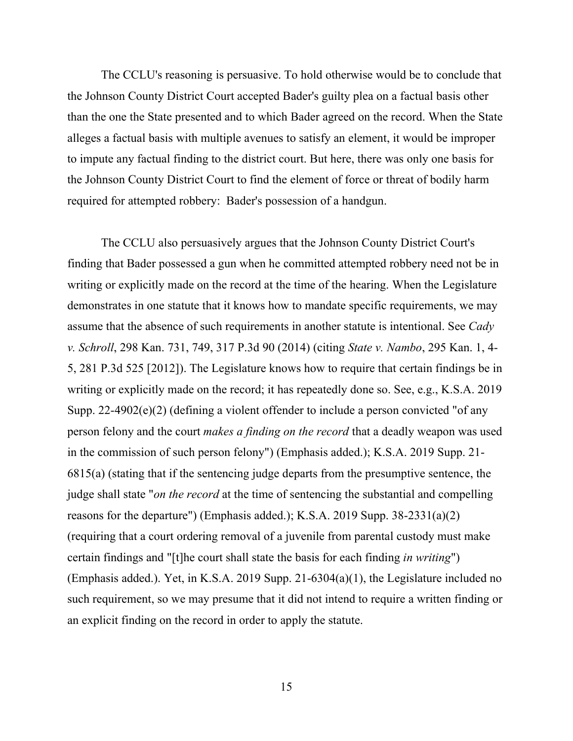The CCLU's reasoning is persuasive. To hold otherwise would be to conclude that the Johnson County District Court accepted Bader's guilty plea on a factual basis other than the one the State presented and to which Bader agreed on the record. When the State alleges a factual basis with multiple avenues to satisfy an element, it would be improper to impute any factual finding to the district court. But here, there was only one basis for the Johnson County District Court to find the element of force or threat of bodily harm required for attempted robbery: Bader's possession of a handgun.

The CCLU also persuasively argues that the Johnson County District Court's finding that Bader possessed a gun when he committed attempted robbery need not be in writing or explicitly made on the record at the time of the hearing. When the Legislature demonstrates in one statute that it knows how to mandate specific requirements, we may assume that the absence of such requirements in another statute is intentional. See *Cady v. Schroll*, 298 Kan. 731, 749, 317 P.3d 90 (2014) (citing *State v. Nambo*, 295 Kan. 1, 4-5, 281 P.3d 525 [2012]). The Legislature knows how to require that certain findings be in writing or explicitly made on the record; it has repeatedly done so. See, e.g., K.S.A. 2019 Supp. 22-4902(e)(2) (defining a violent offender to include a person convicted "of any person felony and the court *makes a finding on the record* that a deadly weapon was used in the commission of such person felony") (Emphasis added.); K.S.A. 2019 Supp. 21-6815(a) (stating that if the sentencing judge departs from the presumptive sentence, the judge shall state "*on the record* at the time of sentencing the substantial and compelling reasons for the departure") (Emphasis added.); K.S.A. 2019 Supp. 38-2331(a)(2) (requiring that a court ordering removal of a juvenile from parental custody must make certain findings and "[t]he court shall state the basis for each finding *in writing*") (Emphasis added.). Yet, in K.S.A. 2019 Supp. 21-6304(a)(1), the Legislature included no such requirement, so we may presume that it did not intend to require a written finding or an explicit finding on the record in order to apply the statute.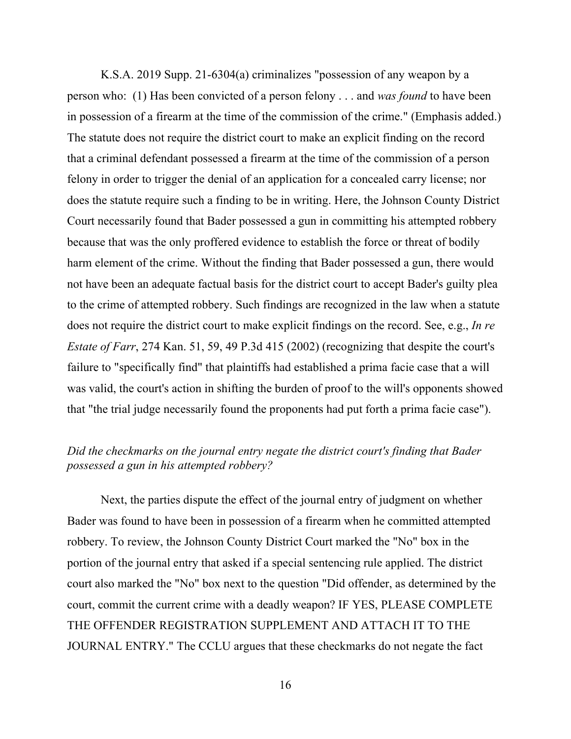K.S.A. 2019 Supp. 21-6304(a) criminalizes "possession of any weapon by a person who: (1) Has been convicted of a person felony . . . and *was found* to have been in possession of a firearm at the time of the commission of the crime." (Emphasis added.) The statute does not require the district court to make an explicit finding on the record that a criminal defendant possessed a firearm at the time of the commission of a person felony in order to trigger the denial of an application for a concealed carry license; nor does the statute require such a finding to be in writing. Here, the Johnson County District Court necessarily found that Bader possessed a gun in committing his attempted robbery because that was the only proffered evidence to establish the force or threat of bodily harm element of the crime. Without the finding that Bader possessed a gun, there would not have been an adequate factual basis for the district court to accept Bader's guilty plea to the crime of attempted robbery. Such findings are recognized in the law when a statute does not require the district court to make explicit findings on the record. See, e.g., *In re Estate of Farr*, 274 Kan. 51, 59, 49 P.3d 415 (2002) (recognizing that despite the court's failure to "specifically find" that plaintiffs had established a prima facie case that a will was valid, the court's action in shifting the burden of proof to the will's opponents showed that "the trial judge necessarily found the proponents had put forth a prima facie case").

*Did the checkmarks on the journal entry negate the district court's finding that Bader possessed a gun in his attempted robbery?*

Next, the parties dispute the effect of the journal entry of judgment on whether Bader was found to have been in possession of a firearm when he committed attempted robbery. To review, the Johnson County District Court marked the "No" box in the portion of the journal entry that asked if a special sentencing rule applied. The district court also marked the "No" box next to the question "Did offender, as determined by the court, commit the current crime with a deadly weapon? IF YES, PLEASE COMPLETE THE OFFENDER REGISTRATION SUPPLEMENT AND ATTACH IT TO THE JOURNAL ENTRY." The CCLU argues that these checkmarks do not negate the fact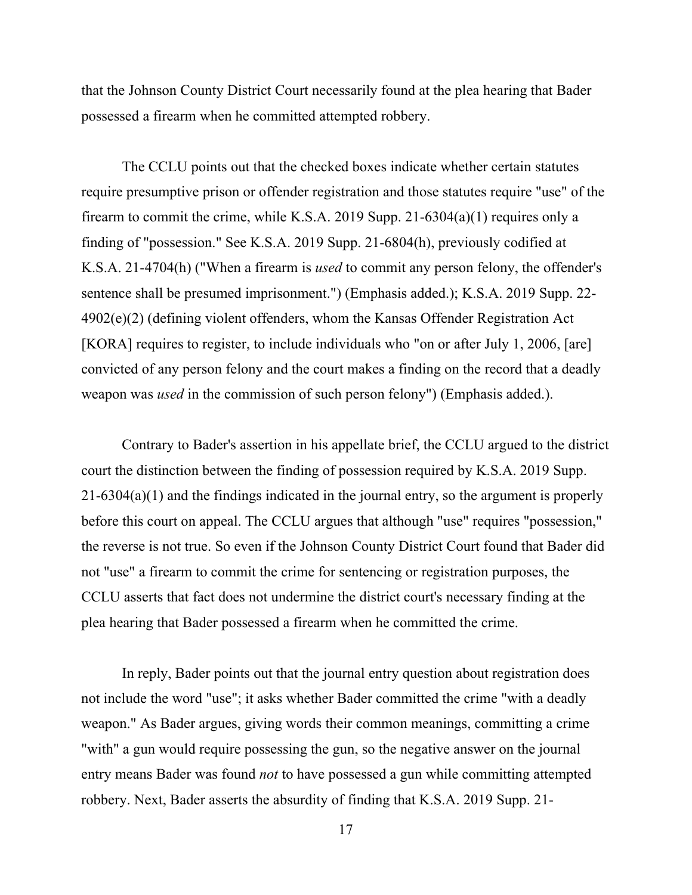that the Johnson County District Court necessarily found at the plea hearing that Bader possessed a firearm when he committed attempted robbery.

The CCLU points out that the checked boxes indicate whether certain statutes require presumptive prison or offender registration and those statutes require "use" of the firearm to commit the crime, while K.S.A. 2019 Supp. 21-6304(a)(1) requires only a finding of "possession." See K.S.A. 2019 Supp. 21-6804(h), previously codified at K.S.A. 21-4704(h) ("When a firearm is *used* to commit any person felony, the offender's sentence shall be presumed imprisonment.") (Emphasis added.); K.S.A. 2019 Supp. 22-4902(e)(2) (defining violent offenders, whom the Kansas Offender Registration Act [KORA] requires to register, to include individuals who "on or after July 1, 2006, [are] convicted of any person felony and the court makes a finding on the record that a deadly weapon was *used* in the commission of such person felony") (Emphasis added.).

Contrary to Bader's assertion in his appellate brief, the CCLU argued to the district court the distinction between the finding of possession required by K.S.A. 2019 Supp. 21-6304(a)(1) and the findings indicated in the journal entry, so the argument is properly before this court on appeal. The CCLU argues that although "use" requires "possession," the reverse is not true. So even if the Johnson County District Court found that Bader did not "use" a firearm to commit the crime for sentencing or registration purposes, the CCLU asserts that fact does not undermine the district court's necessary finding at the plea hearing that Bader possessed a firearm when he committed the crime.

In reply, Bader points out that the journal entry question about registration does not include the word "use"; it asks whether Bader committed the crime "with a deadly weapon." As Bader argues, giving words their common meanings, committing a crime "with" a gun would require possessing the gun, so the negative answer on the journal entry means Bader was found *not* to have possessed a gun while committing attempted robbery. Next, Bader asserts the absurdity of finding that K.S.A. 2019 Supp. 21-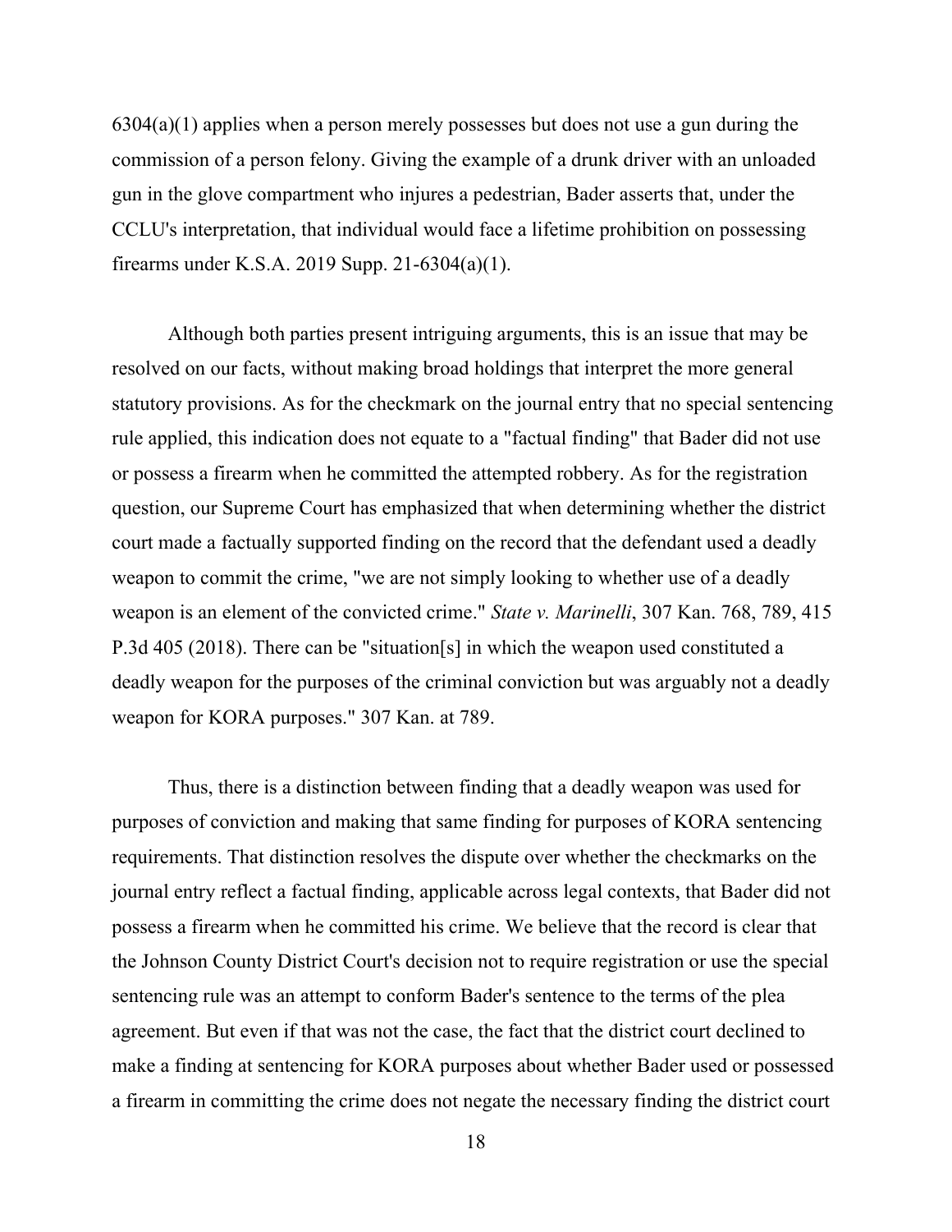6304(a)(1) applies when a person merely possesses but does not use a gun during the commission of a person felony. Giving the example of a drunk driver with an unloaded gun in the glove compartment who injures a pedestrian, Bader asserts that, under the CCLU's interpretation, that individual would face a lifetime prohibition on possessing firearms under K.S.A. 2019 Supp. 21-6304(a)(1).

Although both parties present intriguing arguments, this is an issue that may be resolved on our facts, without making broad holdings that interpret the more general statutory provisions. As for the checkmark on the journal entry that no special sentencing rule applied, this indication does not equate to a "factual finding" that Bader did not use or possess a firearm when he committed the attempted robbery. As for the registration question, our Supreme Court has emphasized that when determining whether the district court made a factually supported finding on the record that the defendant used a deadly weapon to commit the crime, "we are not simply looking to whether use of a deadly weapon is an element of the convicted crime." *State v. Marinelli*, 307 Kan. 768, 789, 415 P.3d 405 (2018). There can be "situation[s] in which the weapon used constituted a deadly weapon for the purposes of the criminal conviction but was arguably not a deadly weapon for KORA purposes." 307 Kan. at 789.

Thus, there is a distinction between finding that a deadly weapon was used for purposes of conviction and making that same finding for purposes of KORA sentencing requirements. That distinction resolves the dispute over whether the checkmarks on the journal entry reflect a factual finding, applicable across legal contexts, that Bader did not possess a firearm when he committed his crime. We believe that the record is clear that the Johnson County District Court's decision not to require registration or use the special sentencing rule was an attempt to conform Bader's sentence to the terms of the plea agreement. But even if that was not the case, the fact that the district court declined to make a finding at sentencing for KORA purposes about whether Bader used or possessed a firearm in committing the crime does not negate the necessary finding the district court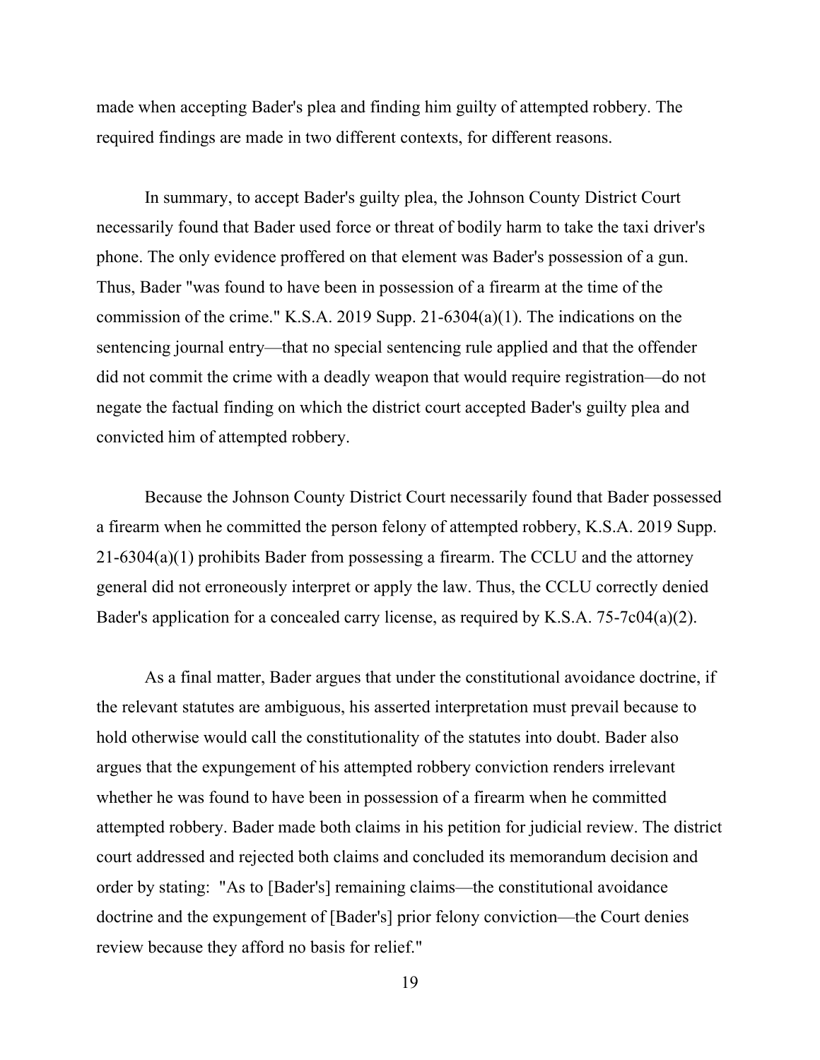made when accepting Bader's plea and finding him guilty of attempted robbery. The required findings are made in two different contexts, for different reasons.

In summary, to accept Bader's guilty plea, the Johnson County District Court necessarily found that Bader used force or threat of bodily harm to take the taxi driver's phone. The only evidence proffered on that element was Bader's possession of a gun. Thus, Bader "was found to have been in possession of a firearm at the time of the commission of the crime." K.S.A. 2019 Supp. 21-6304(a)(1). The indications on the sentencing journal entry—that no special sentencing rule applied and that the offender did not commit the crime with a deadly weapon that would require registration—do not negate the factual finding on which the district court accepted Bader's guilty plea and convicted him of attempted robbery.

Because the Johnson County District Court necessarily found that Bader possessed a firearm when he committed the person felony of attempted robbery, K.S.A. 2019 Supp. 21-6304(a)(1) prohibits Bader from possessing a firearm. The CCLU and the attorney general did not erroneously interpret or apply the law. Thus, the CCLU correctly denied Bader's application for a concealed carry license, as required by K.S.A. 75-7c04(a)(2).

As a final matter, Bader argues that under the constitutional avoidance doctrine, if the relevant statutes are ambiguous, his asserted interpretation must prevail because to hold otherwise would call the constitutionality of the statutes into doubt. Bader also argues that the expungement of his attempted robbery conviction renders irrelevant whether he was found to have been in possession of a firearm when he committed attempted robbery. Bader made both claims in his petition for judicial review. The district court addressed and rejected both claims and concluded its memorandum decision and order by stating: "As to [Bader's] remaining claims—the constitutional avoidance doctrine and the expungement of [Bader's] prior felony conviction—the Court denies review because they afford no basis for relief."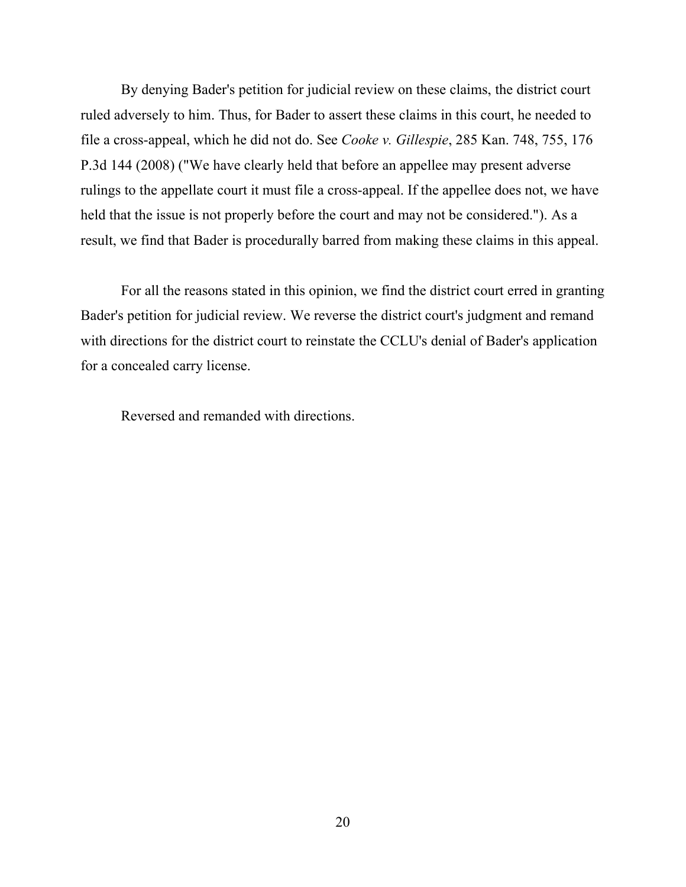By denying Bader's petition for judicial review on these claims, the district court ruled adversely to him. Thus, for Bader to assert these claims in this court, he needed to file a cross-appeal, which he did not do. See *Cooke v. Gillespie*, 285 Kan. 748, 755, 176 P.3d 144 (2008) ("We have clearly held that before an appellee may present adverse rulings to the appellate court it must file a cross-appeal. If the appellee does not, we have held that the issue is not properly before the court and may not be considered."). As a result, we find that Bader is procedurally barred from making these claims in this appeal.

For all the reasons stated in this opinion, we find the district court erred in granting Bader's petition for judicial review. We reverse the district court's judgment and remand with directions for the district court to reinstate the CCLU's denial of Bader's application for a concealed carry license.

Reversed and remanded with directions.